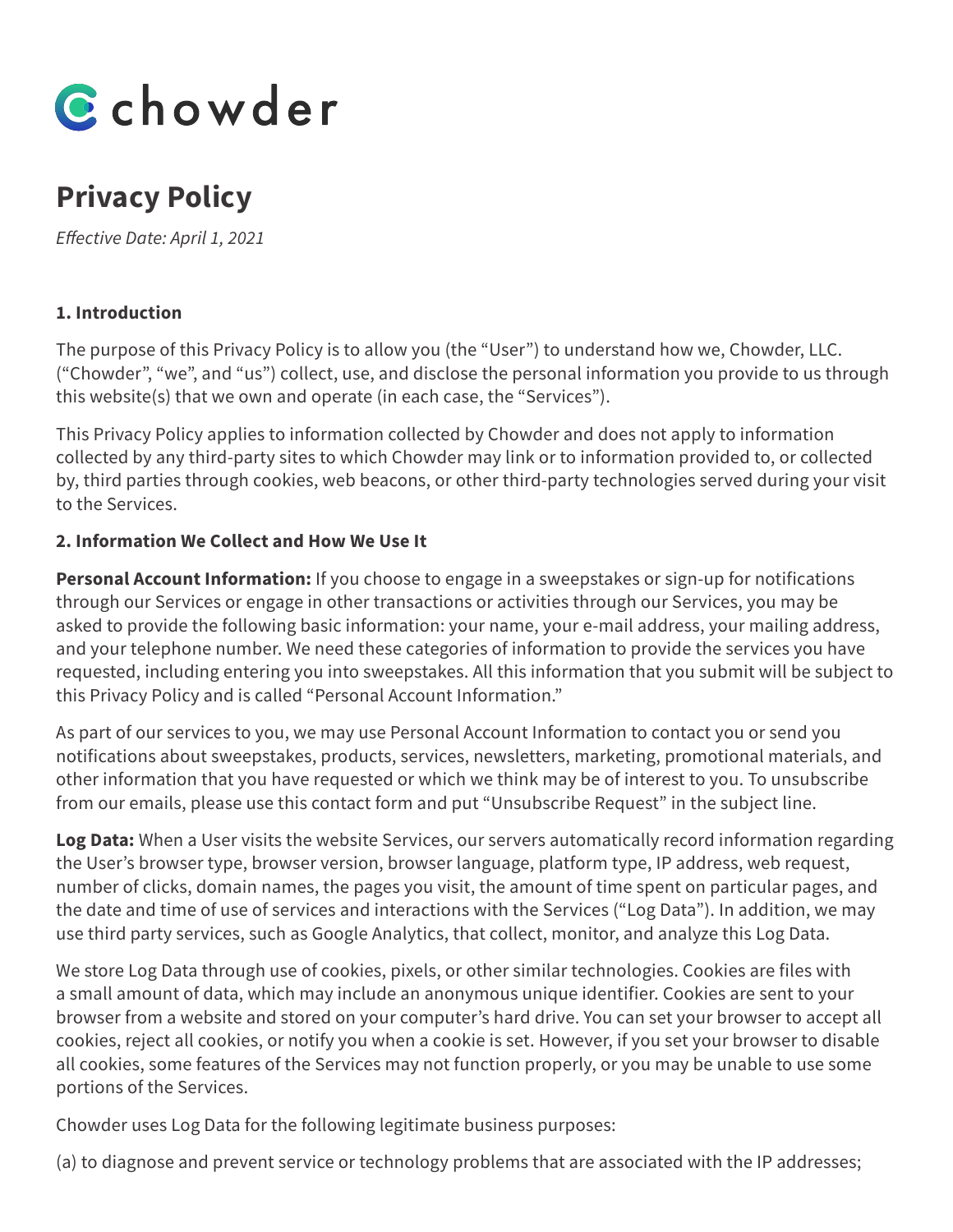chowder

# Privacy Policy

*Effective Date: April 1, 2021*

**1. Introduction**

The purpose of this Privacy Policy is to allow you (the "User") to understand how we, Chowder, LLC. ("Chowder", "we", and "us") collect, use, and disclose the personal information you provide to us through this website(s) that we own and operate (in each case, the "Services").

This Privacy Policy applies to information collected by Chowder and does not apply to information collected by any third-party sites to which Chowder may link or to information provided to, or collected by, third parties through cookies, web beacons, or other third-party technologies served during your visit to the Services.

**2. Information We Collect and How We Use It**

**Personal Account Information:** If you choose to engage in a sweepstakes or sign-up for notifications through our Services or engage in other transactions or activities through our Services, you may be asked to provide the following basic information: your name, your e-mail address, your mailing address, and your telephone number. We need these categories of information to provide the services you have requested, including entering you into sweepstakes. All this information that you submit will be subject to this Privacy Policy and is called "Personal Account Information."

As part of our services to you, we may use Personal Account Information to contact you or send you notifications about sweepstakes, products, services, newsletters, marketing, promotional materials, and other information that you have requested or which we think may be of interest to you. To unsubscribe from our emails, please use this contact form and put "Unsubscribe Request" in the subject line.

**Log Data:** When a User visits the website Services, our servers automatically record information regarding the User's browser type, browser version, browser language, platform type, IP address, web request, number of clicks, domain names, the pages you visit, the amount of time spent on particular pages, and the date and time of use of services and interactions with the Services ("Log Data"). In addition, we may use third party services, such as Google Analytics, that collect, monitor, and analyze this Log Data.

We store Log Data through use of cookies, pixels, or other similar technologies. Cookies are files with a small amount of data, which may include an anonymous unique identifier. Cookies are sent to your browser from a website and stored on your computer's hard drive. You can set your browser to accept all cookies, reject all cookies, or notify you when a cookie is set. However, if you set your browser to disable all cookies, some features of the Services may not function properly, or you may be unable to use some portions of the Services.

Chowder uses Log Data for the following legitimate business purposes:

(a) to diagnose and prevent service or technology problems that are associated with the IP addresses;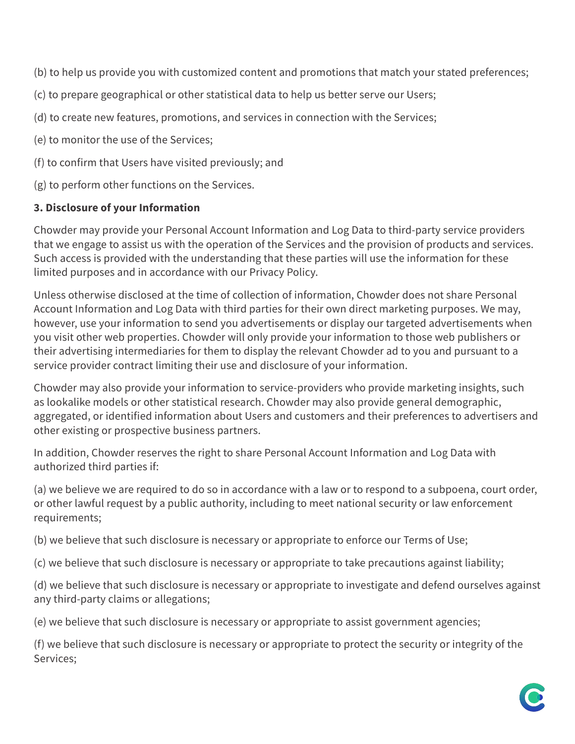(b) to help us provide you with customized content and promotions that match your stated preferences;

(c) to prepare geographical or other statistical data to help us better serve our Users;

(d) to create new features, promotions, and services in connection with the Services;

(e) to monitor the use of the Services;

(f) to confirm that Users have visited previously; and

(g) to perform other functions on the Services.

**3. Disclosure of your Information**

Chowder may provide your Personal Account Information and Log Data to third-party service providers that we engage to assist us with the operation of the Services and the provision of products and services. Such access is provided with the understanding that these parties will use the information for these limited purposes and in accordance with our Privacy Policy.

Unless otherwise disclosed at the time of collection of information, Chowder does not share Personal Account Information and Log Data with third parties for their own direct marketing purposes. We may, however, use your information to send you advertisements or display our targeted advertisements when you visit other web properties. Chowder will only provide your information to those web publishers or their advertising intermediaries for them to display the relevant Chowder ad to you and pursuant to a service provider contract limiting their use and disclosure of your information.

Chowder may also provide your information to service-providers who provide marketing insights, such as lookalike models or other statistical research. Chowder may also provide general demographic, aggregated, or identified information about Users and customers and their preferences to advertisers and other existing or prospective business partners.

In addition, Chowder reserves the right to share Personal Account Information and Log Data with authorized third parties if:

(a) we believe we are required to do so in accordance with a law or to respond to a subpoena, court order, or other lawful request by a public authority, including to meet national security or law enforcement requirements;

(b) we believe that such disclosure is necessary or appropriate to enforce our Terms of Use;

(c) we believe that such disclosure is necessary or appropriate to take precautions against liability;

(d) we believe that such disclosure is necessary or appropriate to investigate and defend ourselves against any third-party claims or allegations;

(e) we believe that such disclosure is necessary or appropriate to assist government agencies;

(f) we believe that such disclosure is necessary or appropriate to protect the security or integrity of the Services;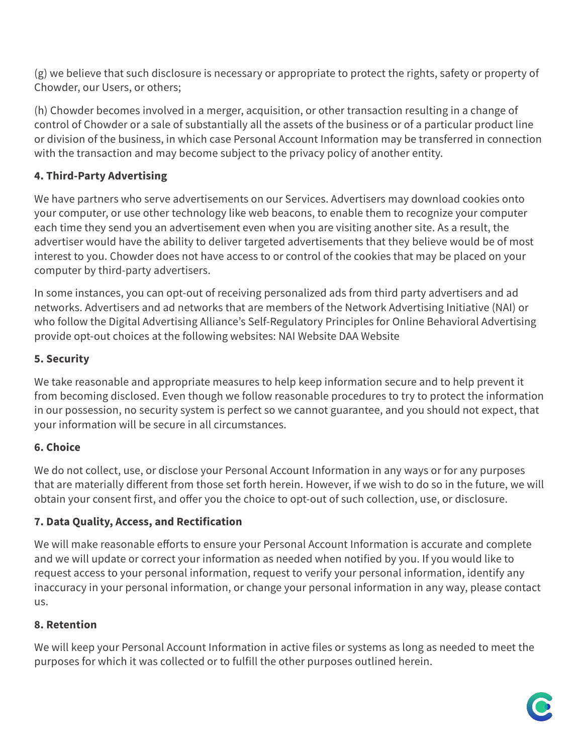(g) we believe that such disclosure is necessary or appropriate to protect the rights, safety or property of Chowder, our Users, or others;

(h) Chowder becomes involved in a merger, acquisition, or other transaction resulting in a change of control of Chowder or a sale of substantially all the assets of the business or of a particular product line or division of the business, in which case Personal Account Information may be transferred in connection with the transaction and may become subject to the privacy policy of another entity.

**4. Third-Party Advertising**

We have partners who serve advertisements on our Services. Advertisers may download cookies onto your computer, or use other technology like web beacons, to enable them to recognize your computer each time they send you an advertisement even when you are visiting another site. As a result, the advertiser would have the ability to deliver targeted advertisements that they believe would be of most interest to you. Chowder does not have access to or control of the cookies that may be placed on your computer by third-party advertisers.

In some instances, you can opt-out of receiving personalized ads from third party advertisers and ad networks. Advertisers and ad networks that are members of the Network Advertising Initiative (NAI) or who follow the Digital Advertising Alliance's Self-Regulatory Principles for Online Behavioral Advertising provide opt-out choices at the following websites: NAI Website DAA Website

**5. Security**

We take reasonable and appropriate measures to help keep information secure and to help prevent it from becoming disclosed. Even though we follow reasonable procedures to try to protect the information in our possession, no security system is perfect so we cannot guarantee, and you should not expect, that your information will be secure in all circumstances.

**6. Choice**

We do not collect, use, or disclose your Personal Account Information in any ways or for any purposes that are materially different from those set forth herein. However, if we wish to do so in the future, we will obtain your consent first, and offer you the choice to opt-out of such collection, use, or disclosure.

**7. Data Quality, Access, and Rectification**

We will make reasonable efforts to ensure your Personal Account Information is accurate and complete and we will update or correct your information as needed when notified by you. If you would like to request access to your personal information, request to verify your personal information, identify any inaccuracy in your personal information, or change your personal information in any way, please contact us.

**8. Retention**

We will keep your Personal Account Information in active files or systems as long as needed to meet the purposes for which it was collected or to fulfill the other purposes outlined herein.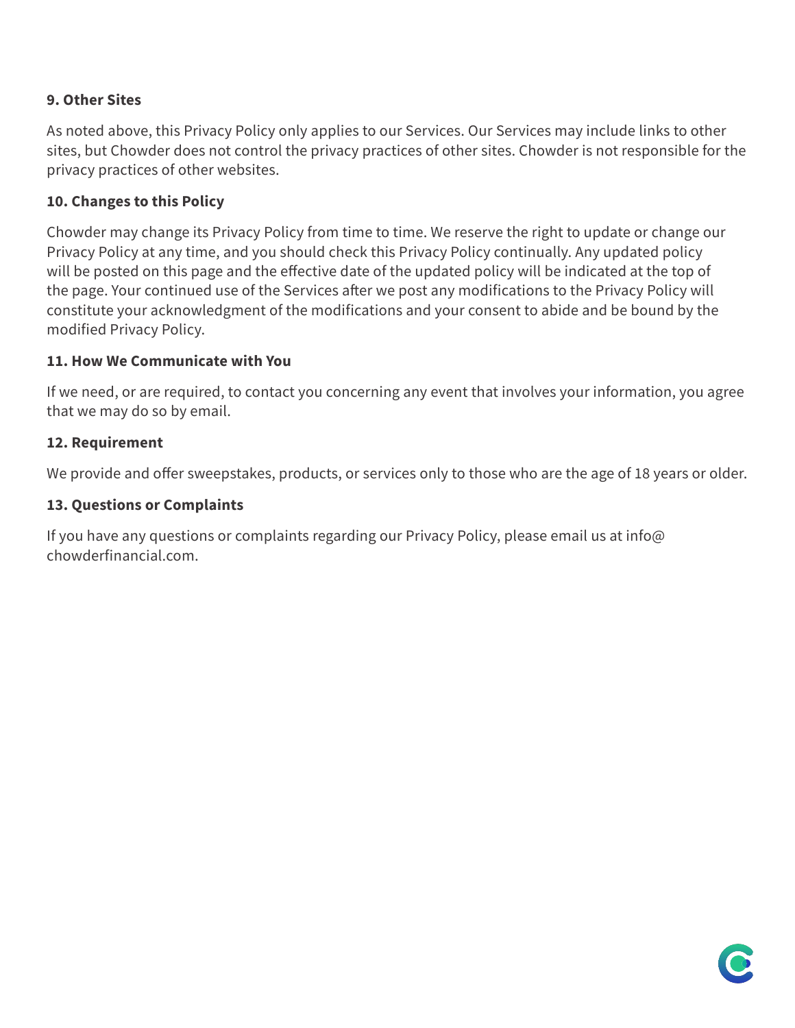**9. Other Sites**

As noted above, this Privacy Policy only applies to our Services. Our Services may include links to other sites, but Chowder does not control the privacy practices of other sites. Chowder is not responsible for the privacy practices of other websites.

**10. Changes to this Policy**

Chowder may change its Privacy Policy from time to time. We reserve the right to update or change our Privacy Policy at any time, and you should check this Privacy Policy continually. Any updated policy will be posted on this page and the effective date of the updated policy will be indicated at the top of the page. Your continued use of the Services after we post any modifications to the Privacy Policy will constitute your acknowledgment of the modifications and your consent to abide and be bound by the modified Privacy Policy.

**11. How We Communicate with You**

If we need, or are required, to contact you concerning any event that involves your information, you agree that we may do so by email.

**12. Requirement**

We provide and offer sweepstakes, products, or services only to those who are the age of 18 years or older.

**13. Questions or Complaints**

If you have any questions or complaints regarding our Privacy Policy, please email us at info@chowderfinancial.com.